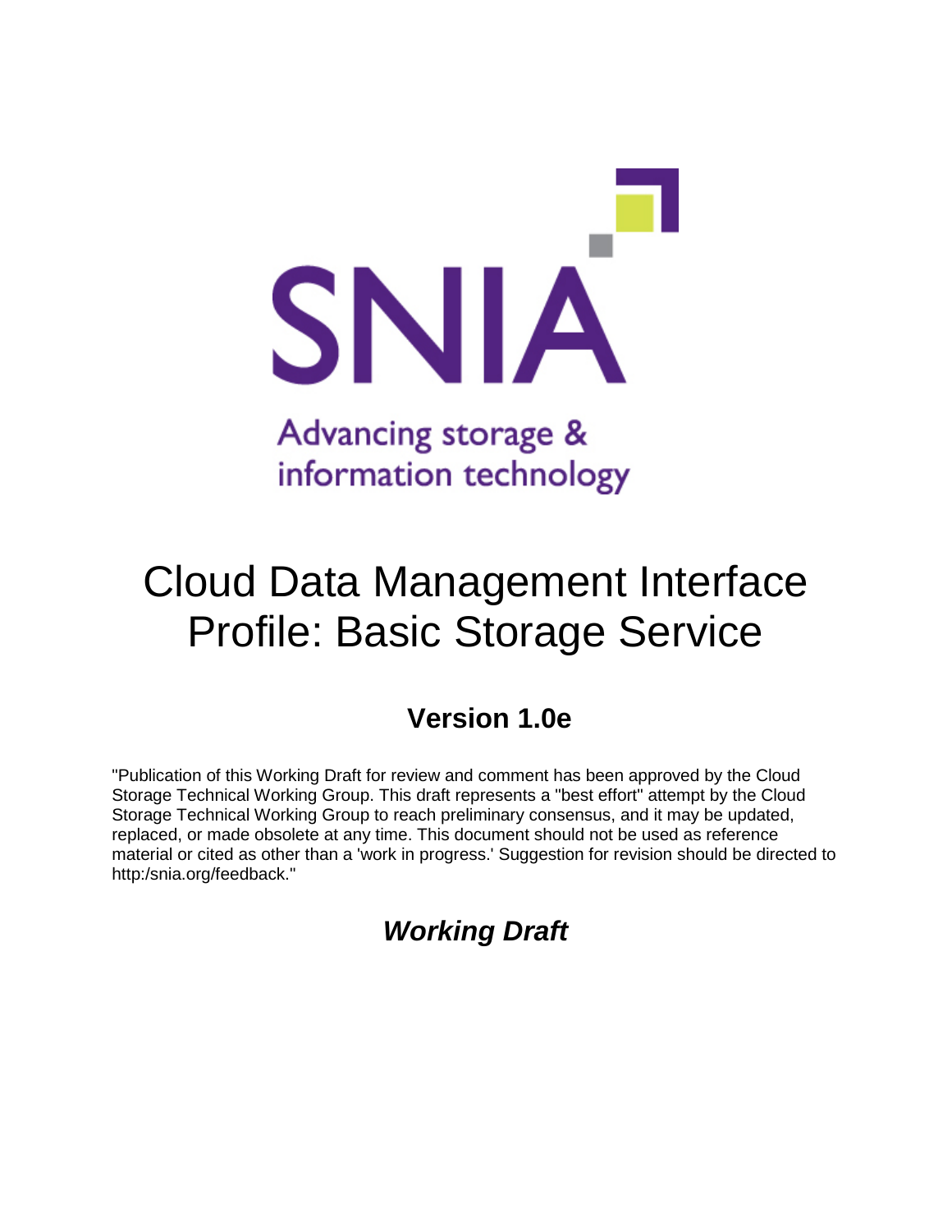SNIA

Advancing storage & information technology

# Cloud Data Management Interface Profile: Basic Storage Service

## Version 1.0e

"Publication of this Working Draft for review and comment has been approved by the Cloud Storage Technical Working Group. This draft represents a "best effort" attempt by the Cloud Storage Technical Working Group to reach preliminary consensus, and it may be updated, replaced, or made obsolete at any time. This document should not be used as reference material or cited as other than a 'work in progress.' Suggestion for revision should be directed to http:/snia.org/feedback."

## *Working Draft*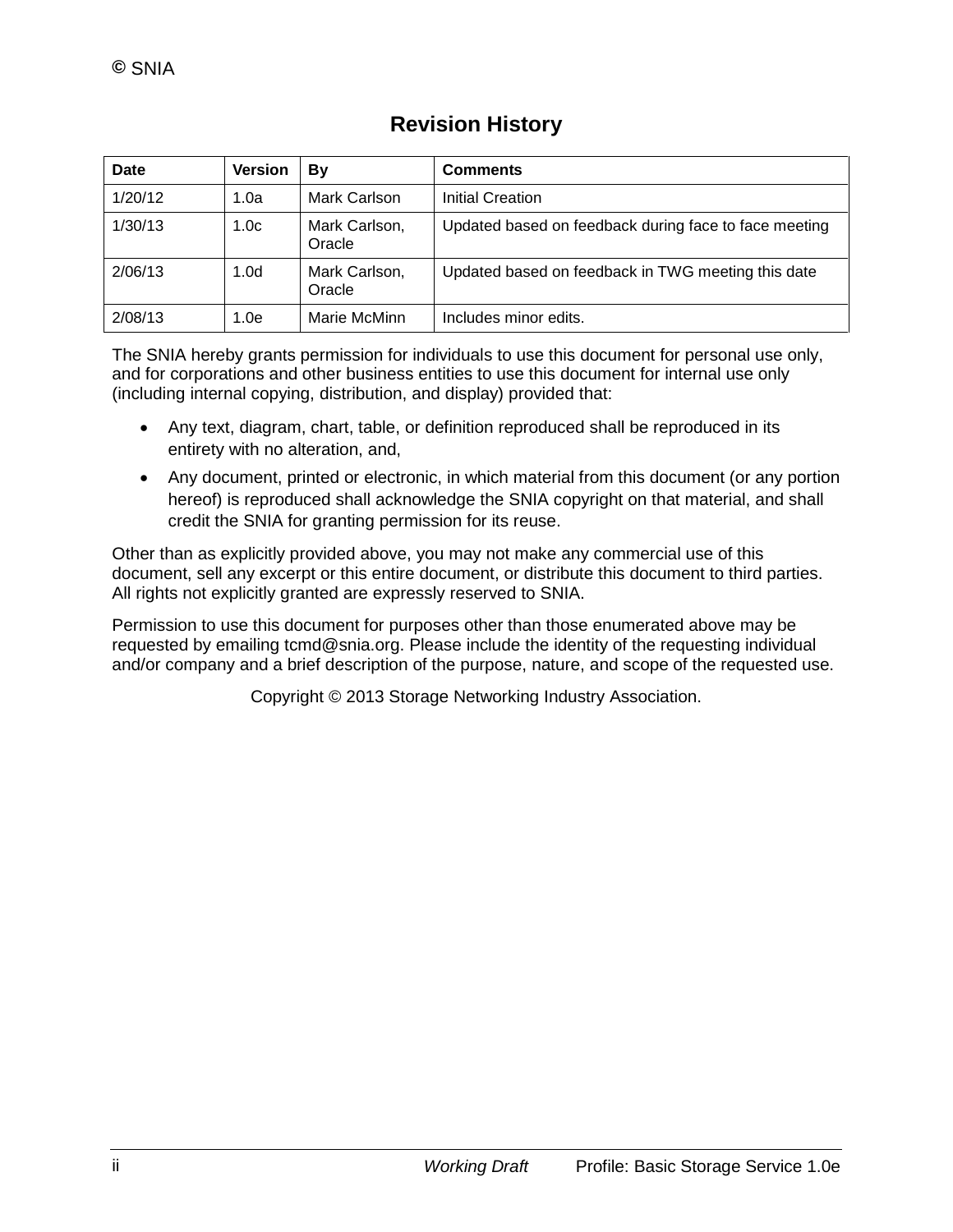© SNIA

## Revision History

| Date | Version | By | Comments |
|---|---|---|---|
| 1/20/12 | 1.0a | Mark Carlson | Initial Creation |
| 1/30/13 | 1.0c | Mark Carlson, Oracle | Updated based on feedback during face to face meeting |
| 2/06/13 | 1.0d | Mark Carlson, Oracle | Updated based on feedback in TWG meeting this date |
| 2/08/13 | 1.0e | Marie McMinn | Includes minor edits. |

The SNIA hereby grants permission for individuals to use this document for personal use only, and for corporations and other business entities to use this document for internal use only (including internal copying, distribution, and display) provided that:

- Any text, diagram, chart, table, or definition reproduced shall be reproduced in its entirety with no alteration, and,
- Any document, printed or electronic, in which material from this document (or any portion hereof) is reproduced shall acknowledge the SNIA copyright on that material, and shall credit the SNIA for granting permission for its reuse.

Other than as explicitly provided above, you may not make any commercial use of this document, sell any excerpt or this entire document, or distribute this document to third parties. All rights not explicitly granted are expressly reserved to SNIA.

Permission to use this document for purposes other than those enumerated above may be requested by emailing tcmd@snia.org. Please include the identity of the requesting individual and/or company and a brief description of the purpose, nature, and scope of the requested use.

Copyright © 2013 Storage Networking Industry Association.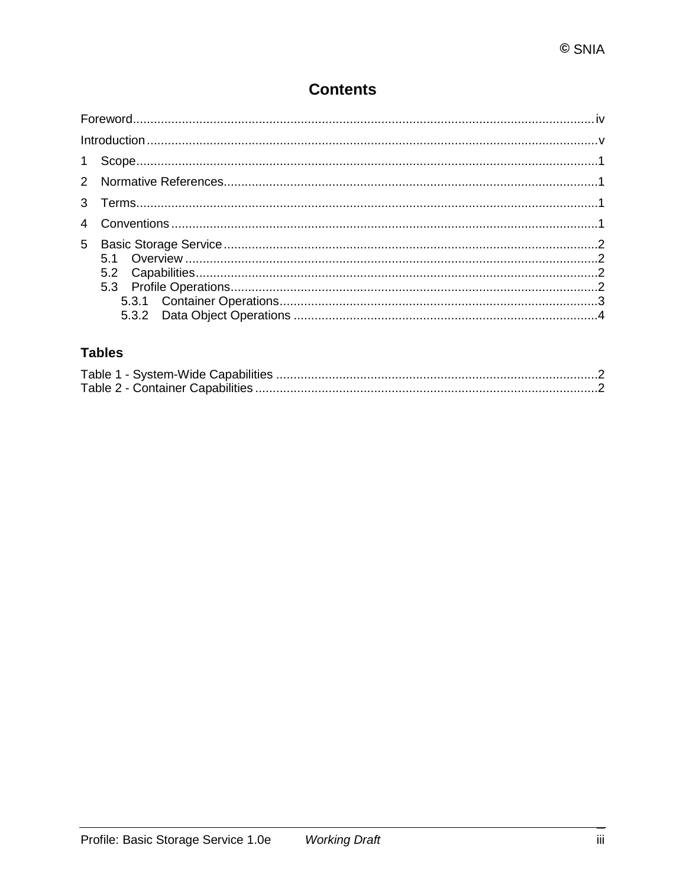# Contents

Foreword....................................................................................................................................iv

Introduction.................................................................................................................................v

1 Scope....................................................................................................................................1

2 Normative References..........................................................................................................1

3 Terms....................................................................................................................................1

4 Conventions.........................................................................................................................1

5 Basic Storage Service..........................................................................................................2

- 5.1 Overview......................................................................................................................2
- 5.2 Capabilities..................................................................................................................2
- 5.3 Profile Operations........................................................................................................2
  - 5.3.1 Container Operations..........................................................................................3
  - 5.3.2 Data Object Operations......................................................................................4

## Tables

Table 1 - System-Wide Capabilities...........................................................................................2

Table 2 - Container Capabilities.................................................................................................2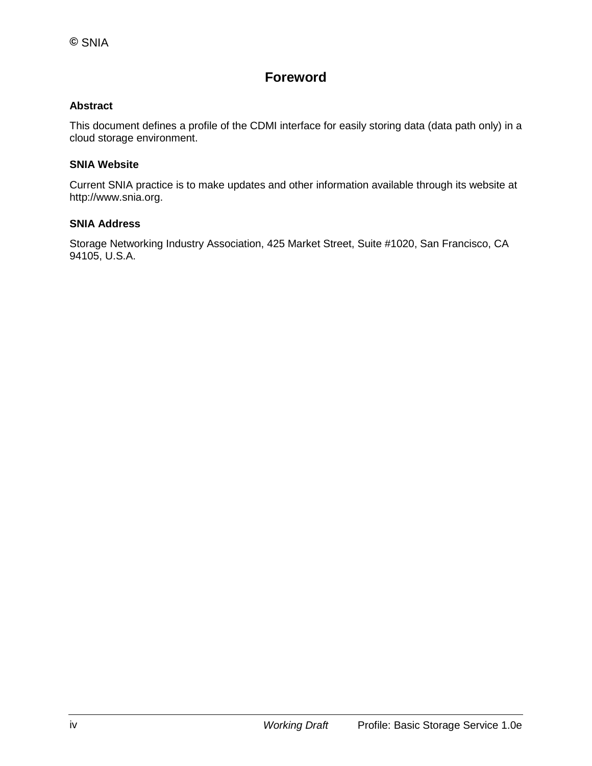# Foreword

### Abstract

This document defines a profile of the CDMI interface for easily storing data (data path only) in a cloud storage environment.

### SNIA Website

Current SNIA practice is to make updates and other information available through its website at http://www.snia.org.

### SNIA Address

Storage Networking Industry Association, 425 Market Street, Suite #1020, San Francisco, CA 94105, U.S.A.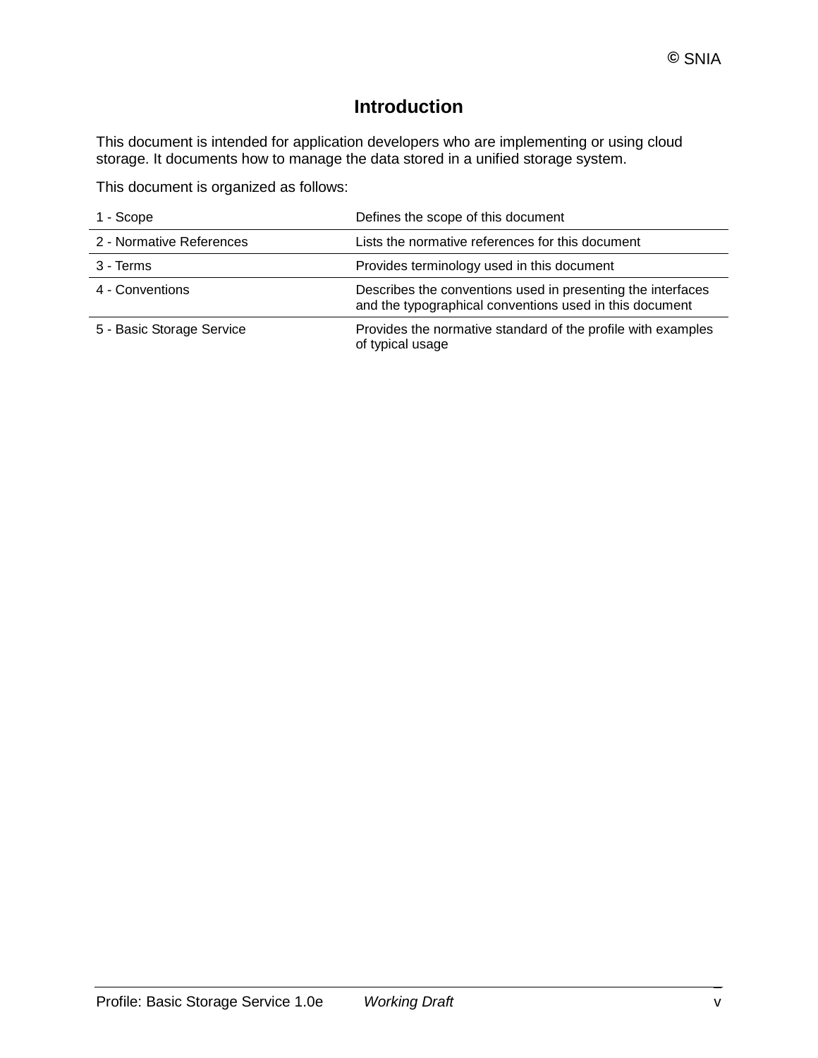# Introduction

This document is intended for application developers who are implementing or using cloud storage. It documents how to manage the data stored in a unified storage system.

This document is organized as follows:

| | |
|---|---|
| 1 - Scope | Defines the scope of this document |
| 2 - Normative References | Lists the normative references for this document |
| 3 - Terms | Provides terminology used in this document |
| 4 - Conventions | Describes the conventions used in presenting the interfaces and the typographical conventions used in this document |
| 5 - Basic Storage Service | Provides the normative standard of the profile with examples of typical usage |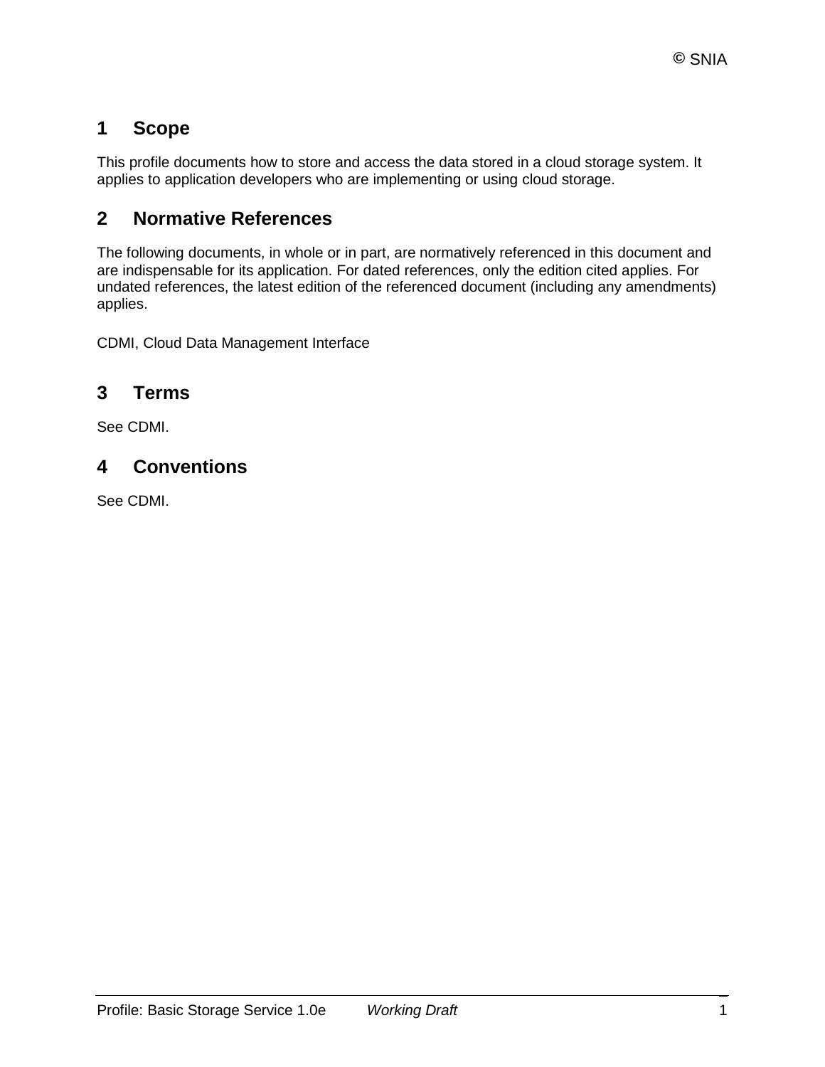# 1 Scope

This profile documents how to store and access the data stored in a cloud storage system. It applies to application developers who are implementing or using cloud storage.

# 2 Normative References

The following documents, in whole or in part, are normatively referenced in this document and are indispensable for its application. For dated references, only the edition cited applies. For undated references, the latest edition of the referenced document (including any amendments) applies.

CDMI, Cloud Data Management Interface

# 3 Terms

See CDMI.

# 4 Conventions

See CDMI.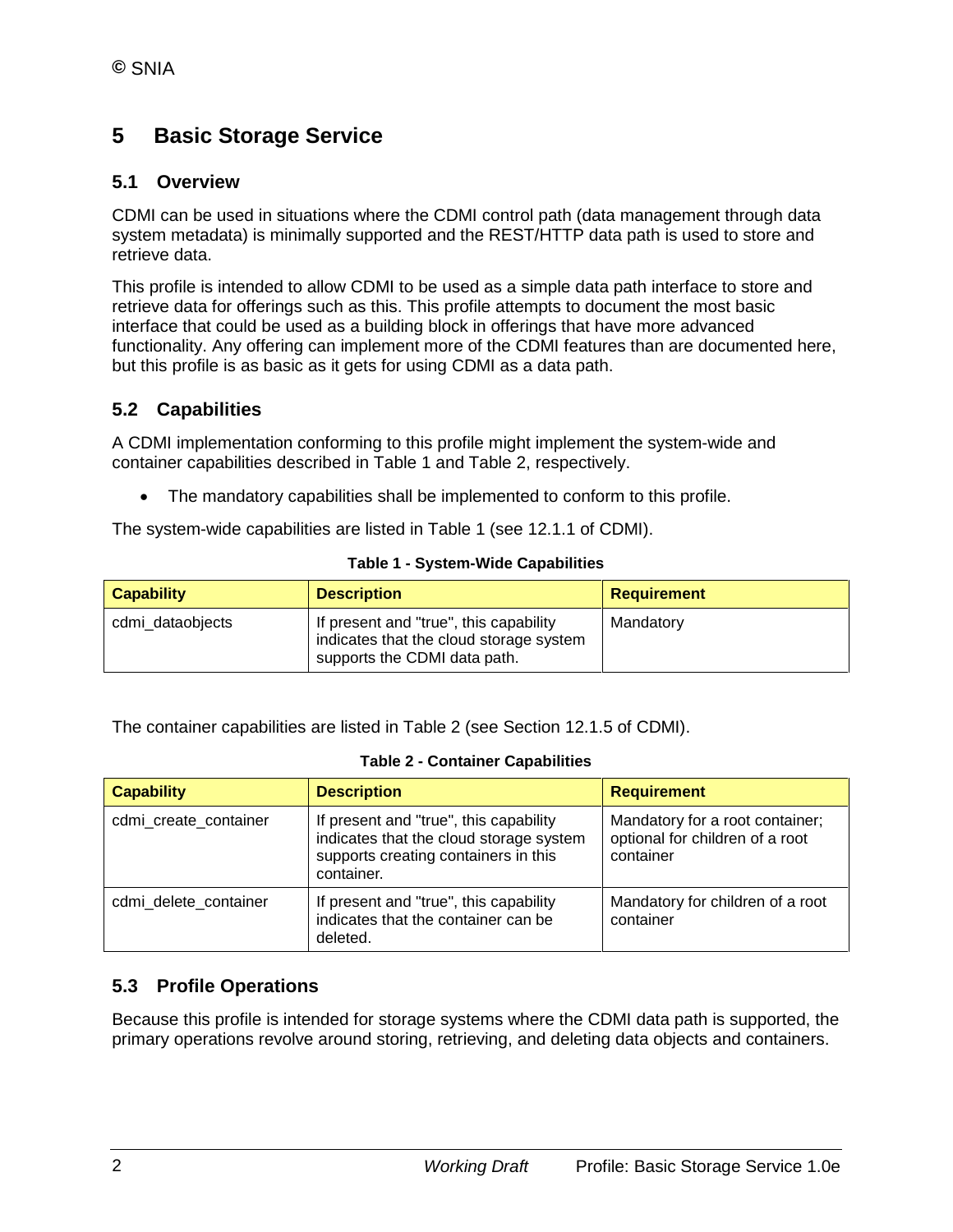# 5 Basic Storage Service

## 5.1 Overview

CDMI can be used in situations where the CDMI control path (data management through data system metadata) is minimally supported and the REST/HTTP data path is used to store and retrieve data.

This profile is intended to allow CDMI to be used as a simple data path interface to store and retrieve data for offerings such as this. This profile attempts to document the most basic interface that could be used as a building block in offerings that have more advanced functionality. Any offering can implement more of the CDMI features than are documented here, but this profile is as basic as it gets for using CDMI as a data path.

## 5.2 Capabilities

A CDMI implementation conforming to this profile might implement the system-wide and container capabilities described in Table 1 and Table 2, respectively.

- The mandatory capabilities shall be implemented to conform to this profile.

The system-wide capabilities are listed in Table 1 (see 12.1.1 of CDMI).

**Table 1 - System-Wide Capabilities**

| Capability | Description | Requirement |
|---|---|---|
| cdmi_dataobjects | If present and "true", this capability indicates that the cloud storage system supports the CDMI data path. | Mandatory |

The container capabilities are listed in Table 2 (see Section 12.1.5 of CDMI).

**Table 2 - Container Capabilities**

| Capability | Description | Requirement |
|---|---|---|
| cdmi_create_container | If present and "true", this capability indicates that the cloud storage system supports creating containers in this container. | Mandatory for a root container; optional for children of a root container |
| cdmi_delete_container | If present and "true", this capability indicates that the container can be deleted. | Mandatory for children of a root container |

## 5.3 Profile Operations

Because this profile is intended for storage systems where the CDMI data path is supported, the primary operations revolve around storing, retrieving, and deleting data objects and containers.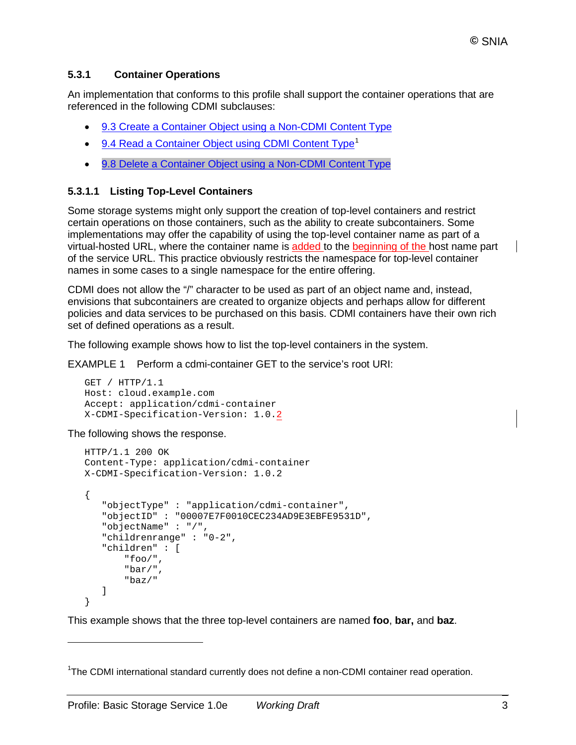### 5.3.1 Container Operations

An implementation that conforms to this profile shall support the container operations that are referenced in the following CDMI subclauses:

- 9.3 Create a Container Object using a Non-CDMI Content Type
- 9.4 Read a Container Object using CDMI Content Type[1]
- 9.8 Delete a Container Object using a Non-CDMI Content Type

#### 5.3.1.1 Listing Top-Level Containers

Some storage systems might only support the creation of top-level containers and restrict certain operations on those containers, such as the ability to create subcontainers. Some implementations may offer the capability of using the top-level container name as part of a virtual-hosted URL, where the container name is added to the beginning of the host name part of the service URL. This practice obviously restricts the namespace for top-level container names in some cases to a single namespace for the entire offering.

CDMI does not allow the "/" character to be used as part of an object name and, instead, envisions that subcontainers are created to organize objects and perhaps allow for different policies and data services to be purchased on this basis. CDMI containers have their own rich set of defined operations as a result.

The following example shows how to list the top-level containers in the system.

EXAMPLE 1 Perform a cdmi-container GET to the service's root URI:

```
GET / HTTP/1.1
Host: cloud.example.com
Accept: application/cdmi-container
X-CDMI-Specification-Version: 1.0.2
```

The following shows the response.

```
HTTP/1.1 200 OK
Content-Type: application/cdmi-container
X-CDMI-Specification-Version: 1.0.2

{
   "objectType" : "application/cdmi-container",
   "objectID" : "00007E7F0010CEC234AD9E3EBFE9531D",
   "objectName" : "/",
   "childrenrange" : "0-2",
   "children" : [
       "foo/",
       "bar/",
       "baz/"
   ]
}
```

This example shows that the three top-level containers are named **foo**, **bar,** and **baz**.

[1] The CDMI international standard currently does not define a non-CDMI container read operation.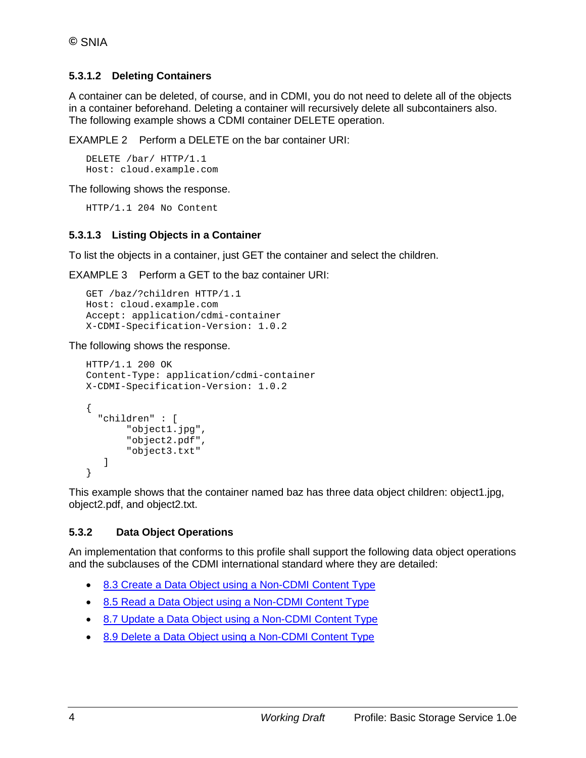#### 5.3.1.2 Deleting Containers

A container can be deleted, of course, and in CDMI, you do not need to delete all of the objects in a container beforehand. Deleting a container will recursively delete all subcontainers also. The following example shows a CDMI container DELETE operation.

EXAMPLE 2 Perform a DELETE on the bar container URI:

```
DELETE /bar/ HTTP/1.1
Host: cloud.example.com
```

The following shows the response.

```
HTTP/1.1 204 No Content
```

#### 5.3.1.3 Listing Objects in a Container

To list the objects in a container, just GET the container and select the children.

EXAMPLE 3 Perform a GET to the baz container URI:

```
GET /baz/?children HTTP/1.1
Host: cloud.example.com
Accept: application/cdmi-container
X-CDMI-Specification-Version: 1.0.2
```

The following shows the response.

```
HTTP/1.1 200 OK
Content-Type: application/cdmi-container
X-CDMI-Specification-Version: 1.0.2

{
  "children" : [
       "object1.jpg",
       "object2.pdf",
       "object3.txt"
   ]
}
```

This example shows that the container named baz has three data object children: object1.jpg, object2.pdf, and object2.txt.

### 5.3.2 Data Object Operations

An implementation that conforms to this profile shall support the following data object operations and the subclauses of the CDMI international standard where they are detailed:

- 8.3 Create a Data Object using a Non-CDMI Content Type
- 8.5 Read a Data Object using a Non-CDMI Content Type
- 8.7 Update a Data Object using a Non-CDMI Content Type
- 8.9 Delete a Data Object using a Non-CDMI Content Type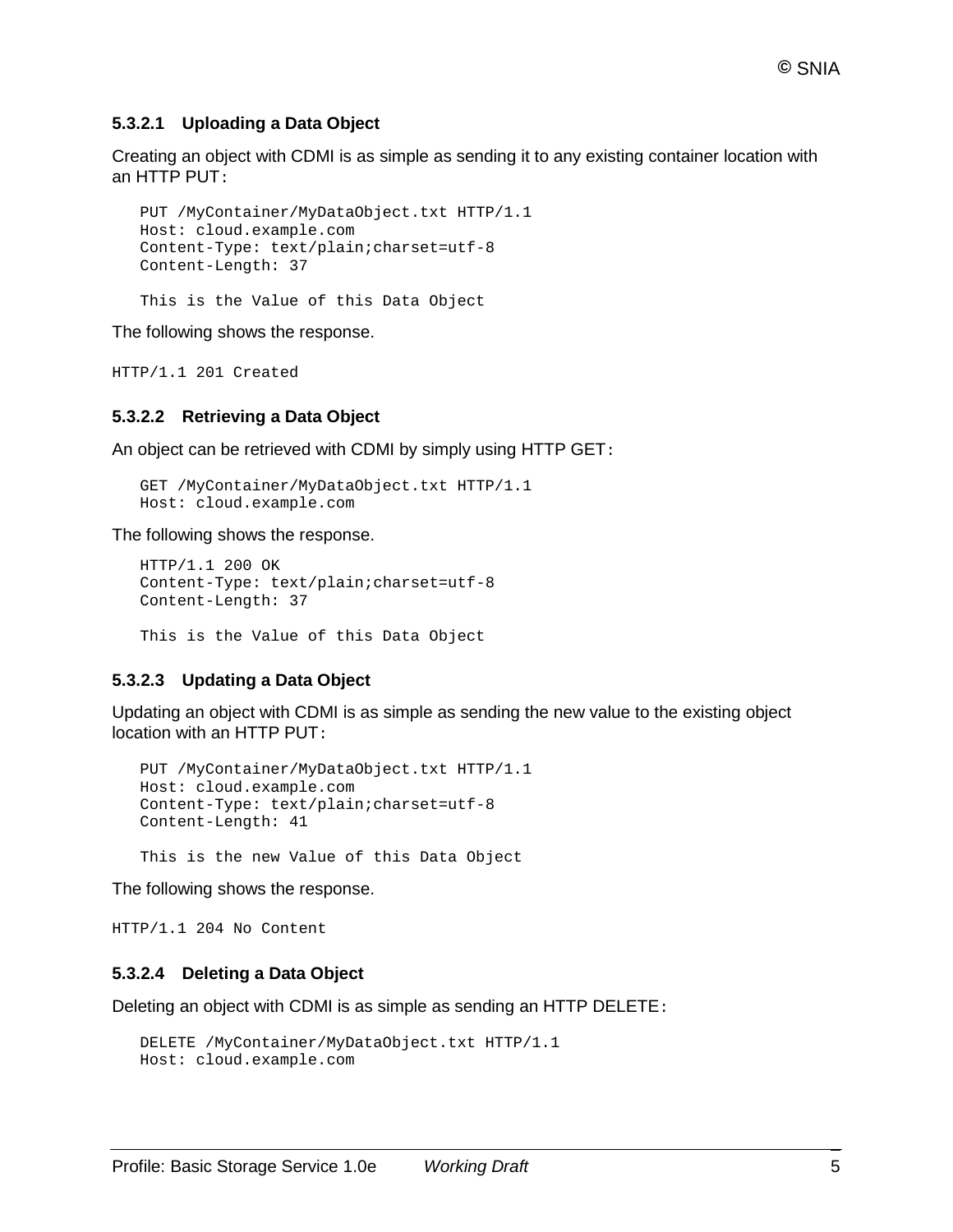#### 5.3.2.1 Uploading a Data Object

Creating an object with CDMI is as simple as sending it to any existing container location with an HTTP PUT:

```
PUT /MyContainer/MyDataObject.txt HTTP/1.1
Host: cloud.example.com
Content-Type: text/plain;charset=utf-8
Content-Length: 37

This is the Value of this Data Object
```

The following shows the response.

```
HTTP/1.1 201 Created
```

#### 5.3.2.2 Retrieving a Data Object

An object can be retrieved with CDMI by simply using HTTP GET:

```
GET /MyContainer/MyDataObject.txt HTTP/1.1
Host: cloud.example.com
```

The following shows the response.

```
HTTP/1.1 200 OK
Content-Type: text/plain;charset=utf-8
Content-Length: 37

This is the Value of this Data Object
```

#### 5.3.2.3 Updating a Data Object

Updating an object with CDMI is as simple as sending the new value to the existing object location with an HTTP PUT:

```
PUT /MyContainer/MyDataObject.txt HTTP/1.1
Host: cloud.example.com
Content-Type: text/plain;charset=utf-8
Content-Length: 41

This is the new Value of this Data Object
```

The following shows the response.

```
HTTP/1.1 204 No Content
```

#### 5.3.2.4 Deleting a Data Object

Deleting an object with CDMI is as simple as sending an HTTP DELETE:

```
DELETE /MyContainer/MyDataObject.txt HTTP/1.1
Host: cloud.example.com
```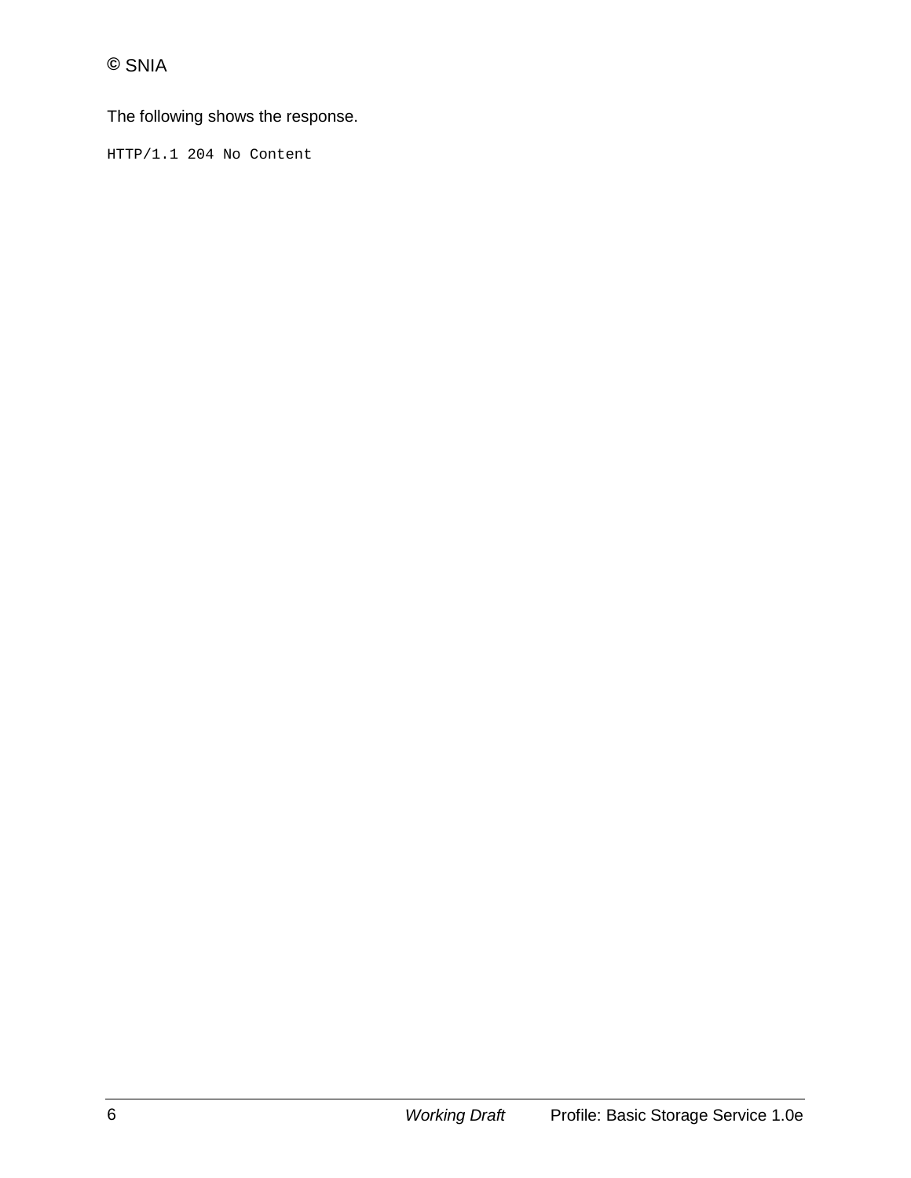The following shows the response.

```
HTTP/1.1 204 No Content
```